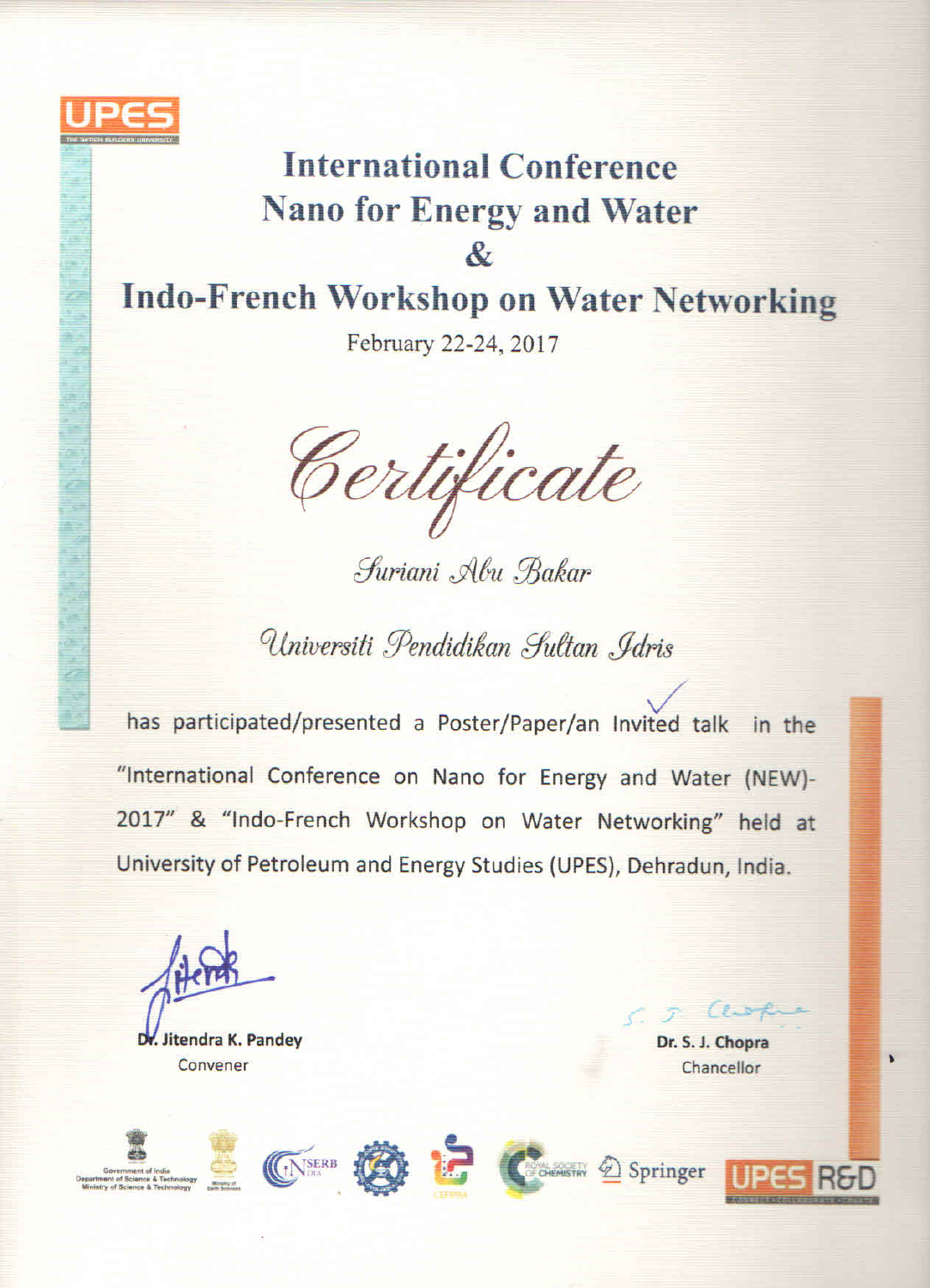UPES

# International Conference
# Nano for Energy and Water
# &
# Indo-French Workshop on Water Networking

February 22-24, 2017

## *Certificate*

*Suriani Abu Bakar*

*Universiti Pendidikan Sultan Idris*

has participated/presented a Poster/Paper/an Invited talk ✓ in the "International Conference on Nano for Energy and Water (NEW)-2017" & "Indo-French Workshop on Water Networking" held at University of Petroleum and Energy Studies (UPES), Dehradun, India.

**Dr. Jitendra K. Pandey**
Convener

**Dr. S. J. Chopra**
Chancellor

Government of India, Department of Science & Technology, Ministry of Science & Technology | Ministry of Earth Sciences | SERB | CEPPRA | Royal Society of Chemistry | Springer | UPES R&D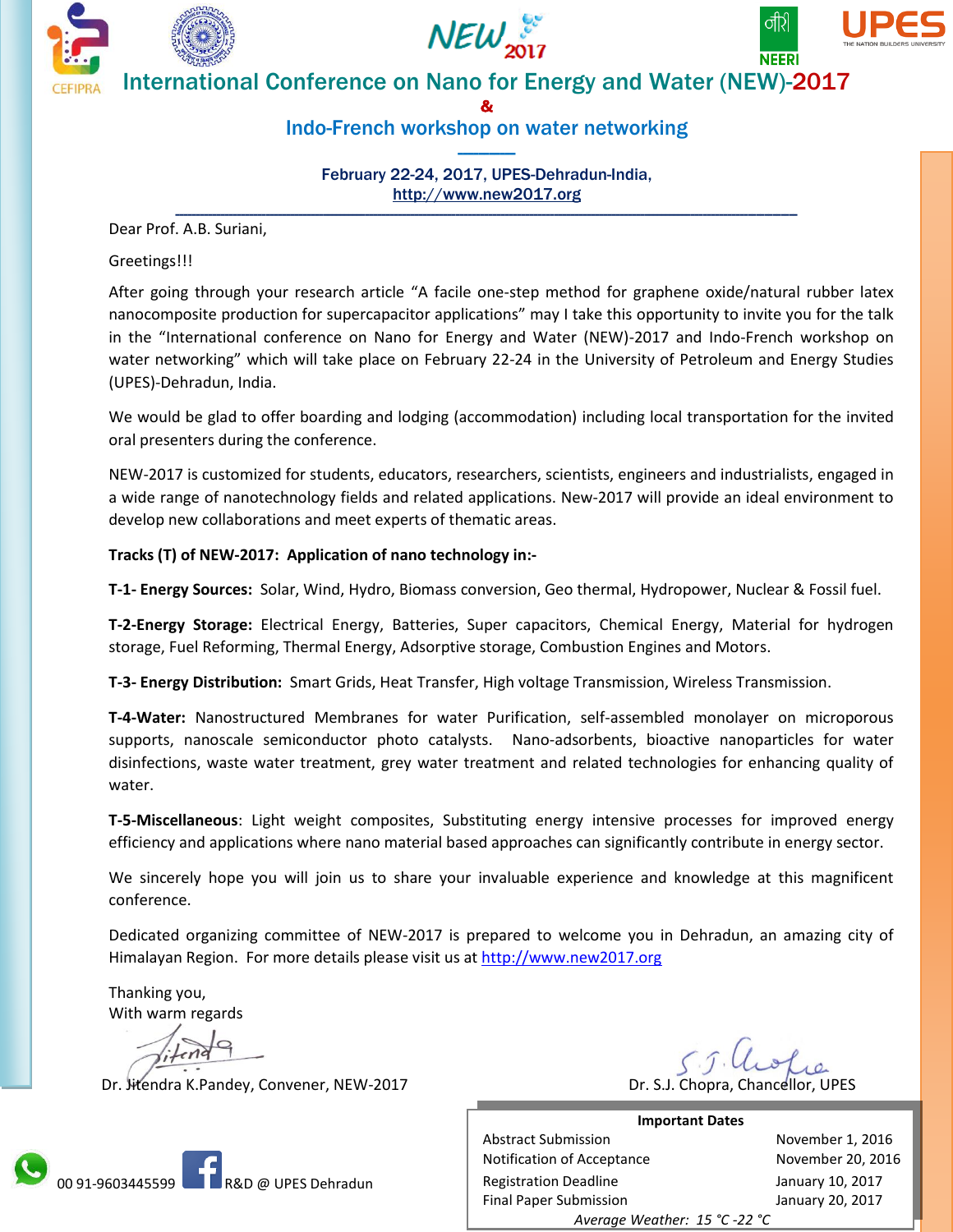# International Conference on Nano for Energy and Water (NEW)-2017

## &

## Indo-French workshop on water networking

February 22-24, 2017, UPES-Dehradun-India,
http://www.new2017.org

---

Dear Prof. A.B. Suriani,

Greetings!!!

After going through your research article "A facile one-step method for graphene oxide/natural rubber latex nanocomposite production for supercapacitor applications" may I take this opportunity to invite you for the talk in the "International conference on Nano for Energy and Water (NEW)-2017 and Indo-French workshop on water networking" which will take place on February 22-24 in the University of Petroleum and Energy Studies (UPES)-Dehradun, India.

We would be glad to offer boarding and lodging (accommodation) including local transportation for the invited oral presenters during the conference.

NEW-2017 is customized for students, educators, researchers, scientists, engineers and industrialists, engaged in a wide range of nanotechnology fields and related applications. New-2017 will provide an ideal environment to develop new collaborations and meet experts of thematic areas.

**Tracks (T) of NEW-2017: Application of nano technology in:-**

**T-1- Energy Sources:** Solar, Wind, Hydro, Biomass conversion, Geo thermal, Hydropower, Nuclear & Fossil fuel.

**T-2-Energy Storage:** Electrical Energy, Batteries, Super capacitors, Chemical Energy, Material for hydrogen storage, Fuel Reforming, Thermal Energy, Adsorptive storage, Combustion Engines and Motors.

**T-3- Energy Distribution:** Smart Grids, Heat Transfer, High voltage Transmission, Wireless Transmission.

**T-4-Water:** Nanostructured Membranes for water Purification, self-assembled monolayer on microporous supports, nanoscale semiconductor photo catalysts. Nano-adsorbents, bioactive nanoparticles for water disinfections, waste water treatment, grey water treatment and related technologies for enhancing quality of water.

**T-5-Miscellaneous**: Light weight composites, Substituting energy intensive processes for improved energy efficiency and applications where nano material based approaches can significantly contribute in energy sector.

We sincerely hope you will join us to share your invaluable experience and knowledge at this magnificent conference.

Dedicated organizing committee of NEW-2017 is prepared to welcome you in Dehradun, an amazing city of Himalayan Region. For more details please visit us at http://www.new2017.org

Thanking you,
With warm regards

Dr. Jitendra K.Pandey, Convener, NEW-2017

Dr. S.J. Chopra, Chancellor, UPES

00 91-9603445599 R&D @ UPES Dehradun

**Important Dates**

| | |
|---|---|
| Abstract Submission | November 1, 2016 |
| Notification of Acceptance | November 20, 2016 |
| Registration Deadline | January 10, 2017 |
| Final Paper Submission | January 20, 2017 |

*Average Weather: 15 °C -22 °C*